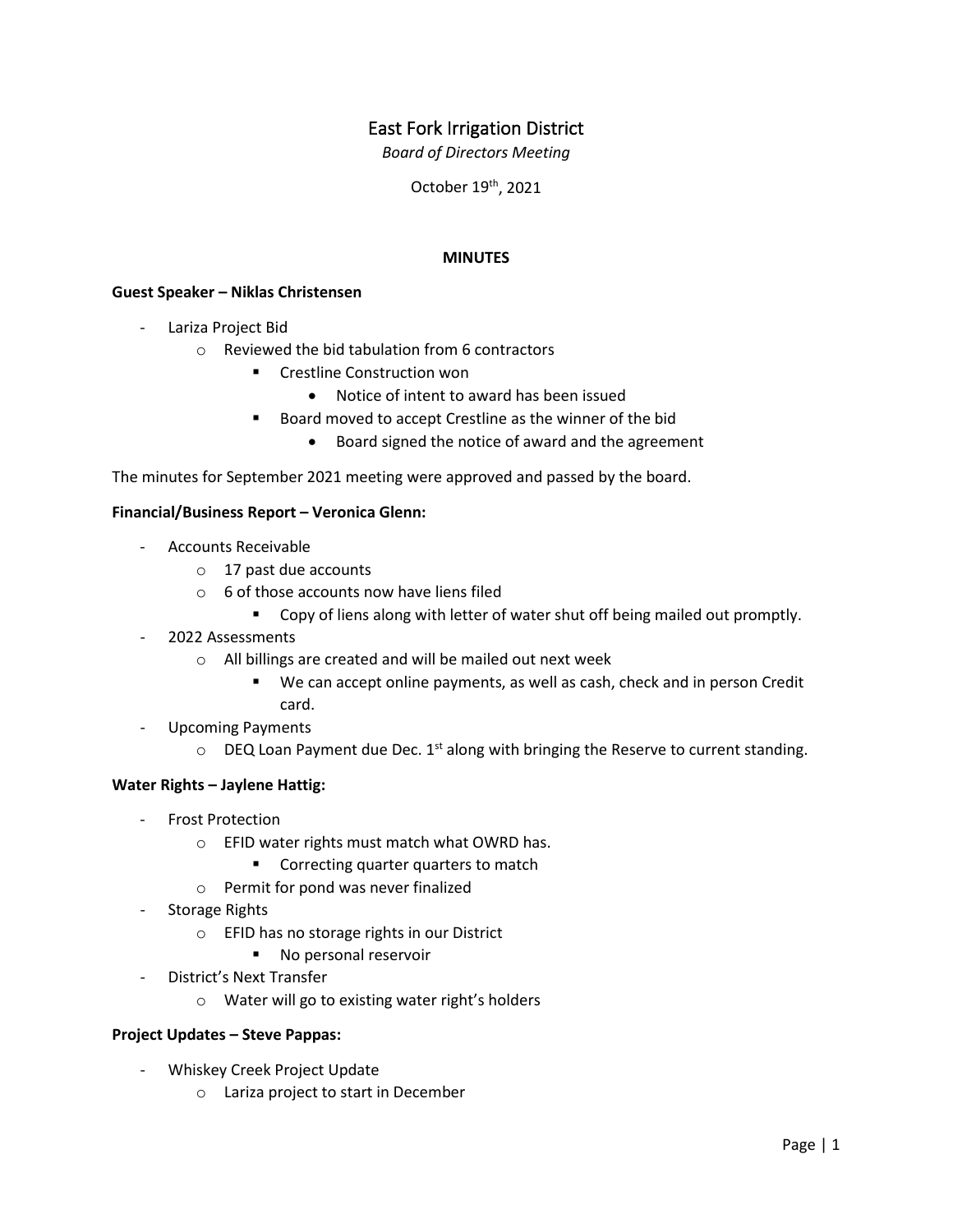# East Fork Irrigation District

*Board of Directors Meeting*

October 19th, 2021

**MINUTES**

**Guest Speaker – Niklas Christensen**

- Lariza Project Bid
  - Reviewed the bid tabulation from 6 contractors
    - Crestline Construction won
      - Notice of intent to award has been issued
    - Board moved to accept Crestline as the winner of the bid
      - Board signed the notice of award and the agreement

The minutes for September 2021 meeting were approved and passed by the board.

**Financial/Business Report – Veronica Glenn:**

- Accounts Receivable
  - 17 past due accounts
  - 6 of those accounts now have liens filed
    - Copy of liens along with letter of water shut off being mailed out promptly.
- 2022 Assessments
  - All billings are created and will be mailed out next week
    - We can accept online payments, as well as cash, check and in person Credit card.
- Upcoming Payments
  - DEQ Loan Payment due Dec. 1st along with bringing the Reserve to current standing.

**Water Rights – Jaylene Hattig:**

- Frost Protection
  - EFID water rights must match what OWRD has.
    - Correcting quarter quarters to match
  - Permit for pond was never finalized
- Storage Rights
  - EFID has no storage rights in our District
    - No personal reservoir
- District's Next Transfer
  - Water will go to existing water right's holders

**Project Updates – Steve Pappas:**

- Whiskey Creek Project Update
  - Lariza project to start in December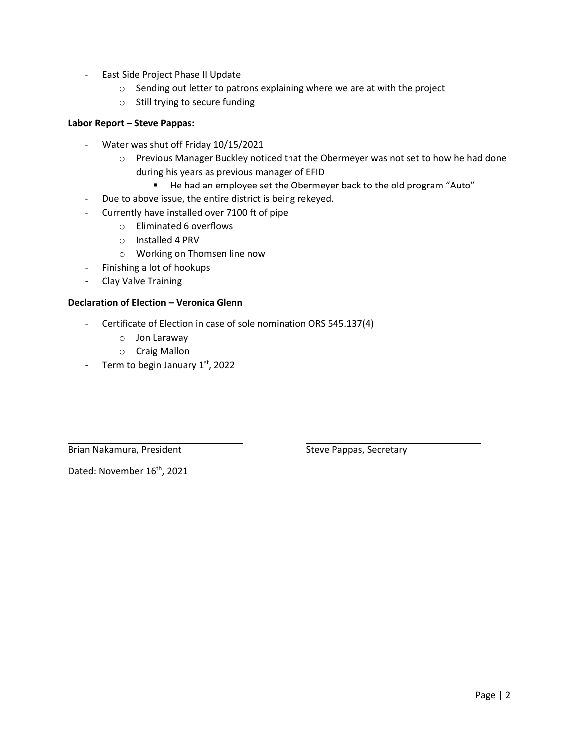- East Side Project Phase II Update
  - Sending out letter to patrons explaining where we are at with the project
  - Still trying to secure funding

**Labor Report – Steve Pappas:**

- Water was shut off Friday 10/15/2021
  - Previous Manager Buckley noticed that the Obermeyer was not set to how he had done during his years as previous manager of EFID
    - He had an employee set the Obermeyer back to the old program "Auto"
- Due to above issue, the entire district is being rekeyed.
- Currently have installed over 7100 ft of pipe
  - Eliminated 6 overflows
  - Installed 4 PRV
  - Working on Thomsen line now
- Finishing a lot of hookups
- Clay Valve Training

**Declaration of Election – Veronica Glenn**

- Certificate of Election in case of sole nomination ORS 545.137(4)
  - Jon Laraway
  - Craig Mallon
- Term to begin January 1st, 2022

Brian Nakamura, President

Steve Pappas, Secretary

Dated: November 16th, 2021